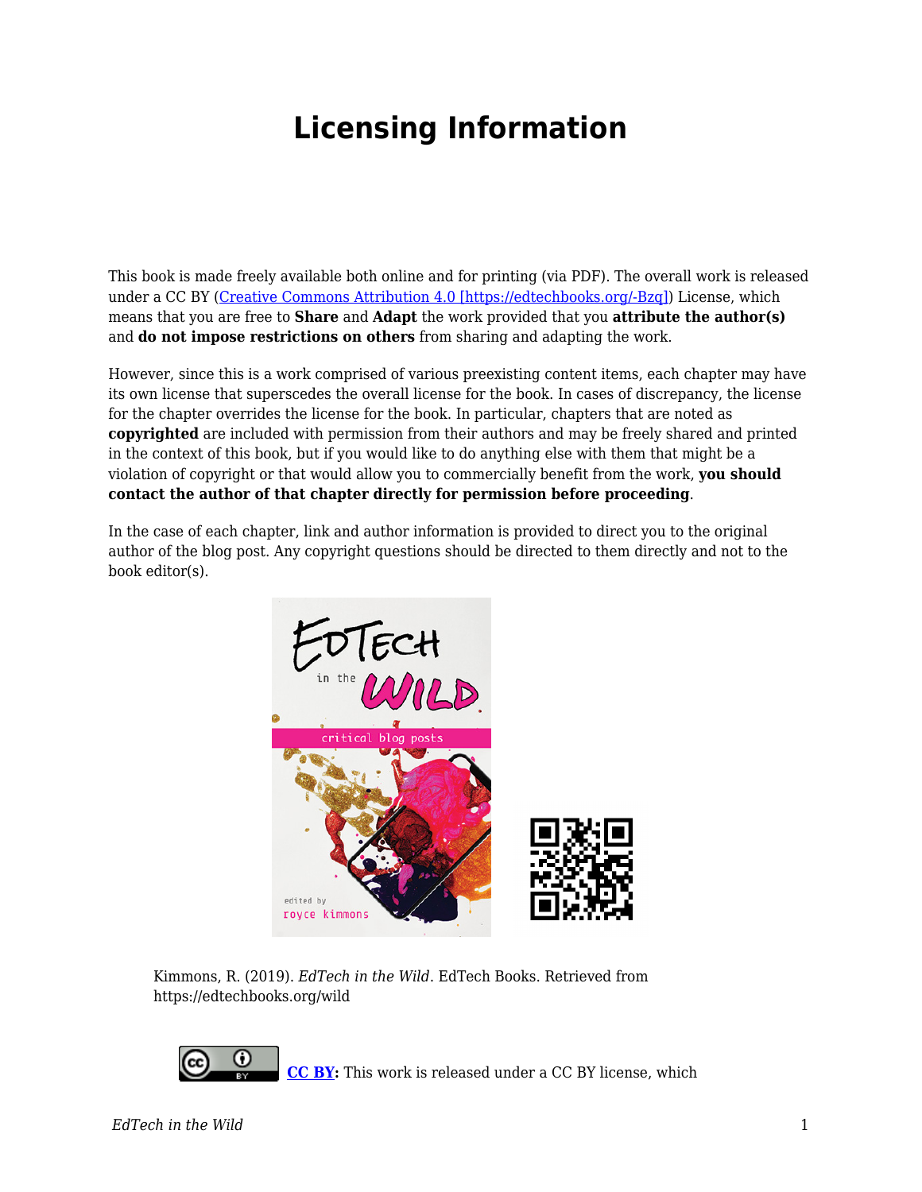# Licensing Information

This book is made freely available both online and for printing (via PDF). The overall work is released under a CC BY ([Creative Commons Attribution 4.0 [https://edtechbooks.org/-Bzq]](https://edtechbooks.org/-Bzq)) License, which means that you are free to **Share** and **Adapt** the work provided that you **attribute the author(s)** and **do not impose restrictions on others** from sharing and adapting the work.

However, since this is a work comprised of various preexisting content items, each chapter may have its own license that superscedes the overall license for the book. In cases of discrepancy, the license for the chapter overrides the license for the book. In particular, chapters that are noted as **copyrighted** are included with permission from their authors and may be freely shared and printed in the context of this book, but if you would like to do anything else with them that might be a violation of copyright or that would allow you to commercially benefit from the work, **you should contact the author of that chapter directly for permission before proceeding**.

In the case of each chapter, link and author information is provided to direct you to the original author of the blog post. Any copyright questions should be directed to them directly and not to the book editor(s).

Kimmons, R. (2019). *EdTech in the Wild*. EdTech Books. Retrieved from https://edtechbooks.org/wild

**CC BY:** This work is released under a CC BY license, which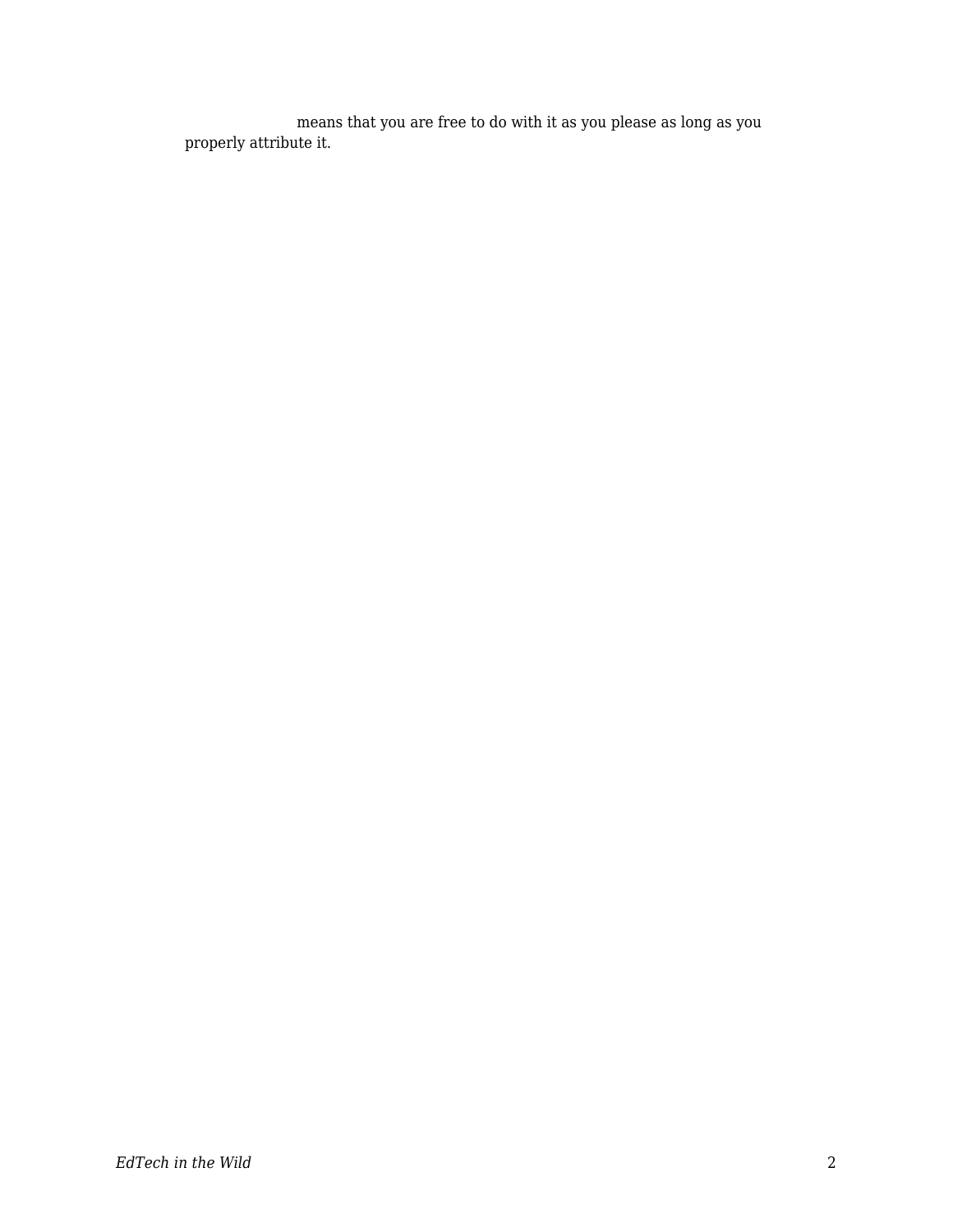means that you are free to do with it as you please as long as you properly attribute it.